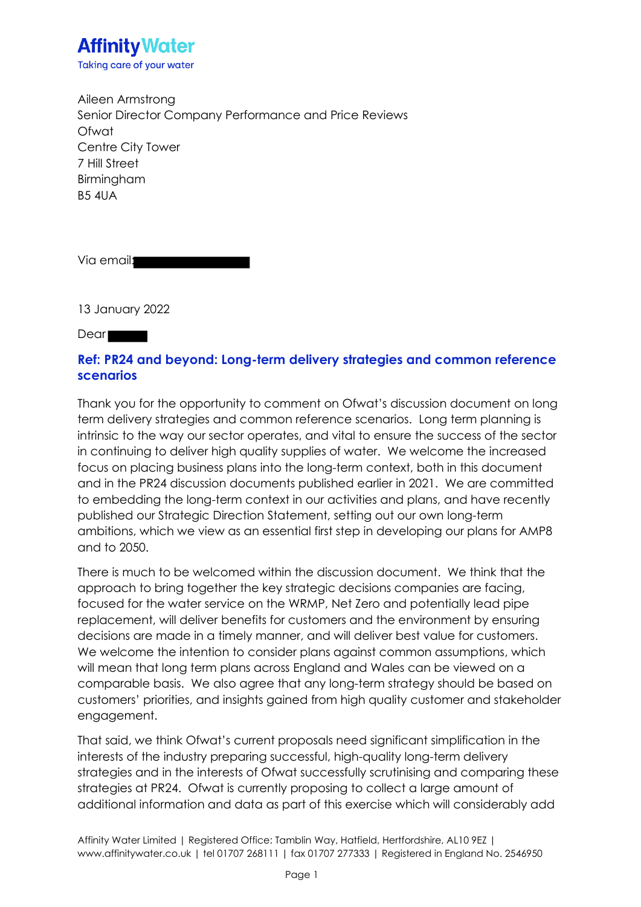**Affinity Water**
Taking care of your water

Aileen Armstrong
Senior Director Company Performance and Price Reviews
Ofwat
Centre City Tower
7 Hill Street
Birmingham
B5 4UA

Via email:

13 January 2022

Dear

**Ref: PR24 and beyond: Long-term delivery strategies and common reference scenarios**

Thank you for the opportunity to comment on Ofwat's discussion document on long term delivery strategies and common reference scenarios. Long term planning is intrinsic to the way our sector operates, and vital to ensure the success of the sector in continuing to deliver high quality supplies of water. We welcome the increased focus on placing business plans into the long-term context, both in this document and in the PR24 discussion documents published earlier in 2021. We are committed to embedding the long-term context in our activities and plans, and have recently published our Strategic Direction Statement, setting out our own long-term ambitions, which we view as an essential first step in developing our plans for AMP8 and to 2050.

There is much to be welcomed within the discussion document. We think that the approach to bring together the key strategic decisions companies are facing, focused for the water service on the WRMP, Net Zero and potentially lead pipe replacement, will deliver benefits for customers and the environment by ensuring decisions are made in a timely manner, and will deliver best value for customers. We welcome the intention to consider plans against common assumptions, which will mean that long term plans across England and Wales can be viewed on a comparable basis. We also agree that any long-term strategy should be based on customers' priorities, and insights gained from high quality customer and stakeholder engagement.

That said, we think Ofwat's current proposals need significant simplification in the interests of the industry preparing successful, high-quality long-term delivery strategies and in the interests of Ofwat successfully scrutinising and comparing these strategies at PR24. Ofwat is currently proposing to collect a large amount of additional information and data as part of this exercise which will considerably add

Affinity Water Limited | Registered Office: Tamblin Way, Hatfield, Hertfordshire, AL10 9EZ | www.affinitywater.co.uk | tel 01707 268111 | fax 01707 277333 | Registered in England No. 2546950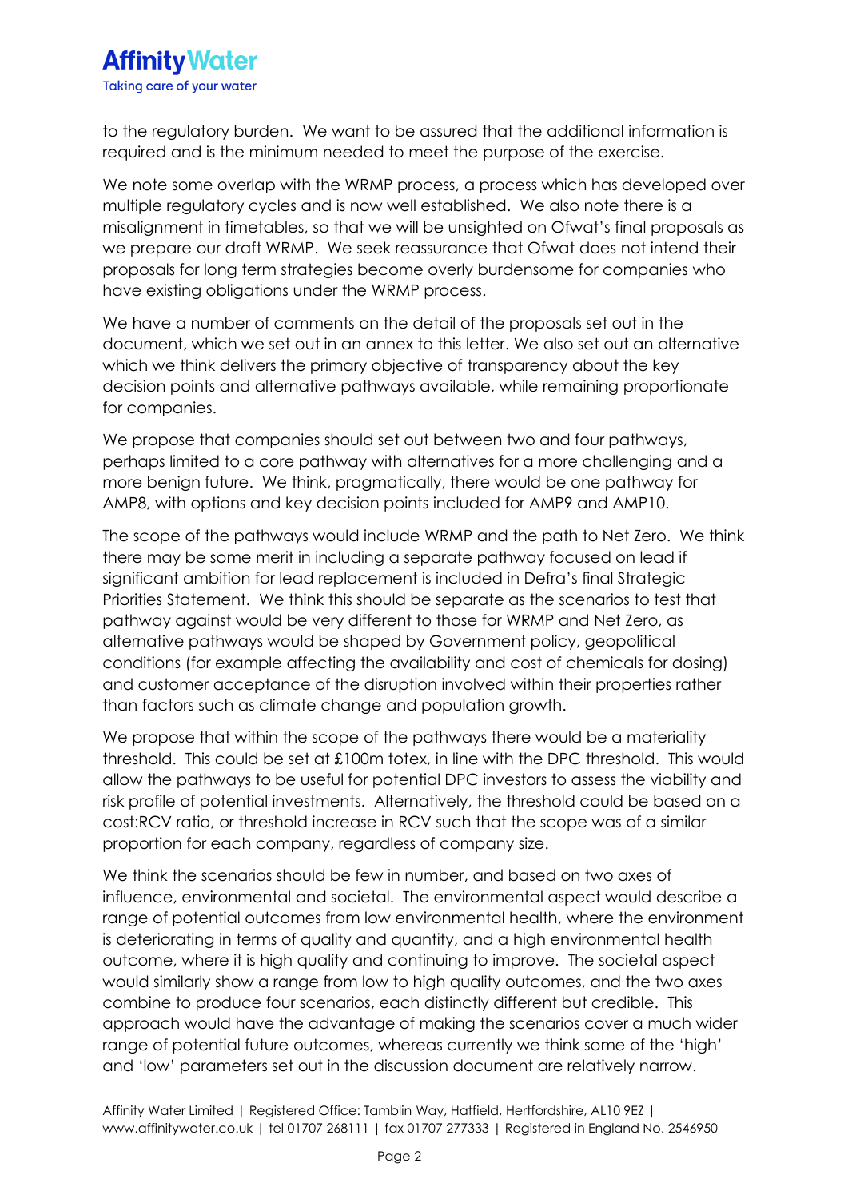to the regulatory burden. We want to be assured that the additional information is required and is the minimum needed to meet the purpose of the exercise.

We note some overlap with the WRMP process, a process which has developed over multiple regulatory cycles and is now well established. We also note there is a misalignment in timetables, so that we will be unsighted on Ofwat's final proposals as we prepare our draft WRMP. We seek reassurance that Ofwat does not intend their proposals for long term strategies become overly burdensome for companies who have existing obligations under the WRMP process.

We have a number of comments on the detail of the proposals set out in the document, which we set out in an annex to this letter. We also set out an alternative which we think delivers the primary objective of transparency about the key decision points and alternative pathways available, while remaining proportionate for companies.

We propose that companies should set out between two and four pathways, perhaps limited to a core pathway with alternatives for a more challenging and a more benign future. We think, pragmatically, there would be one pathway for AMP8, with options and key decision points included for AMP9 and AMP10.

The scope of the pathways would include WRMP and the path to Net Zero. We think there may be some merit in including a separate pathway focused on lead if significant ambition for lead replacement is included in Defra's final Strategic Priorities Statement. We think this should be separate as the scenarios to test that pathway against would be very different to those for WRMP and Net Zero, as alternative pathways would be shaped by Government policy, geopolitical conditions (for example affecting the availability and cost of chemicals for dosing) and customer acceptance of the disruption involved within their properties rather than factors such as climate change and population growth.

We propose that within the scope of the pathways there would be a materiality threshold. This could be set at £100m totex, in line with the DPC threshold. This would allow the pathways to be useful for potential DPC investors to assess the viability and risk profile of potential investments. Alternatively, the threshold could be based on a cost:RCV ratio, or threshold increase in RCV such that the scope was of a similar proportion for each company, regardless of company size.

We think the scenarios should be few in number, and based on two axes of influence, environmental and societal. The environmental aspect would describe a range of potential outcomes from low environmental health, where the environment is deteriorating in terms of quality and quantity, and a high environmental health outcome, where it is high quality and continuing to improve. The societal aspect would similarly show a range from low to high quality outcomes, and the two axes combine to produce four scenarios, each distinctly different but credible. This approach would have the advantage of making the scenarios cover a much wider range of potential future outcomes, whereas currently we think some of the 'high' and 'low' parameters set out in the discussion document are relatively narrow.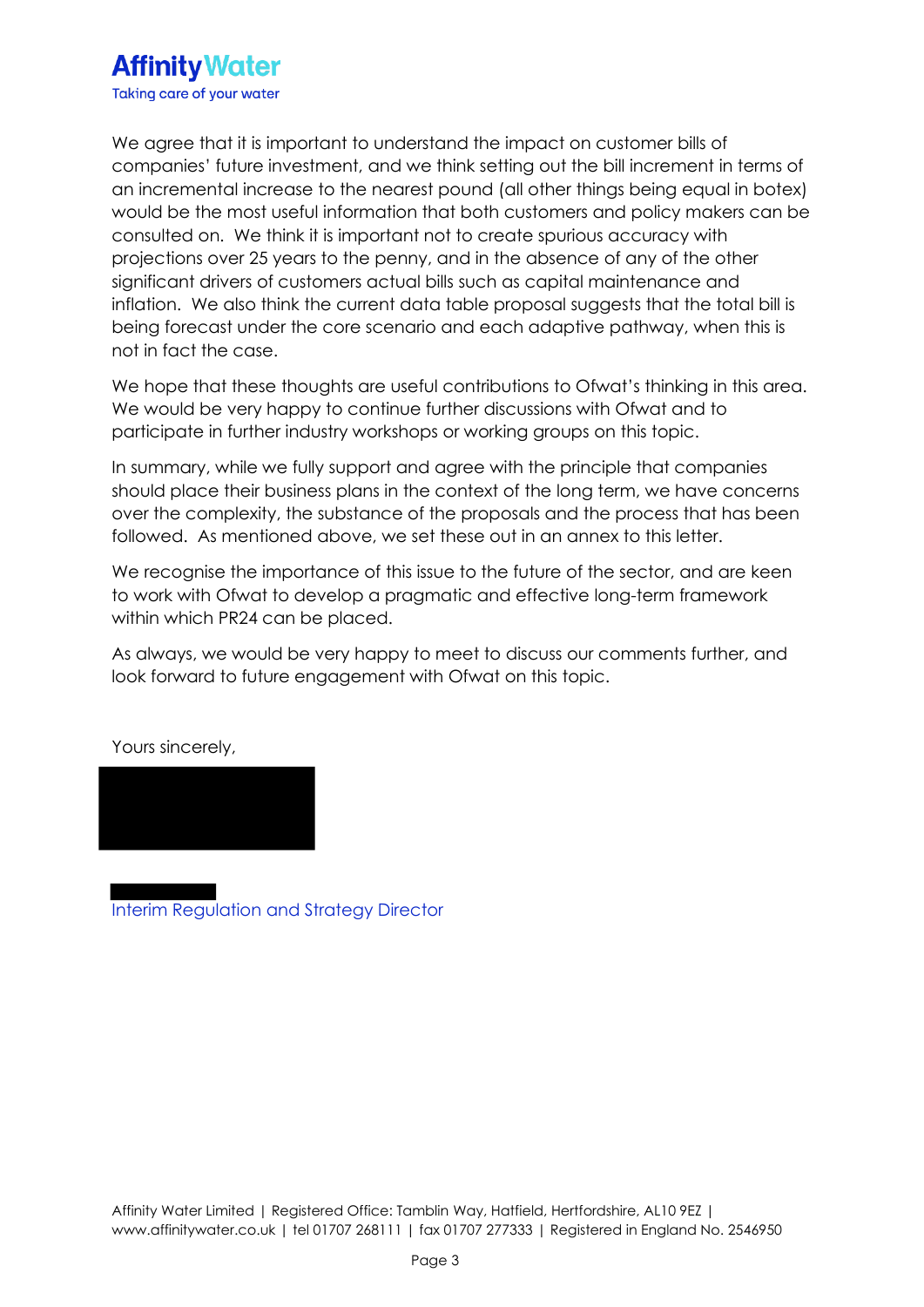We agree that it is important to understand the impact on customer bills of companies' future investment, and we think setting out the bill increment in terms of an incremental increase to the nearest pound (all other things being equal in botex) would be the most useful information that both customers and policy makers can be consulted on. We think it is important not to create spurious accuracy with projections over 25 years to the penny, and in the absence of any of the other significant drivers of customers actual bills such as capital maintenance and inflation. We also think the current data table proposal suggests that the total bill is being forecast under the core scenario and each adaptive pathway, when this is not in fact the case.

We hope that these thoughts are useful contributions to Ofwat's thinking in this area. We would be very happy to continue further discussions with Ofwat and to participate in further industry workshops or working groups on this topic.

In summary, while we fully support and agree with the principle that companies should place their business plans in the context of the long term, we have concerns over the complexity, the substance of the proposals and the process that has been followed. As mentioned above, we set these out in an annex to this letter.

We recognise the importance of this issue to the future of the sector, and are keen to work with Ofwat to develop a pragmatic and effective long-term framework within which PR24 can be placed.

As always, we would be very happy to meet to discuss our comments further, and look forward to future engagement with Ofwat on this topic.

Yours sincerely,

Interim Regulation and Strategy Director

Affinity Water Limited | Registered Office: Tamblin Way, Hatfield, Hertfordshire, AL10 9EZ | www.affinitywater.co.uk | tel 01707 268111 | fax 01707 277333 | Registered in England No. 2546950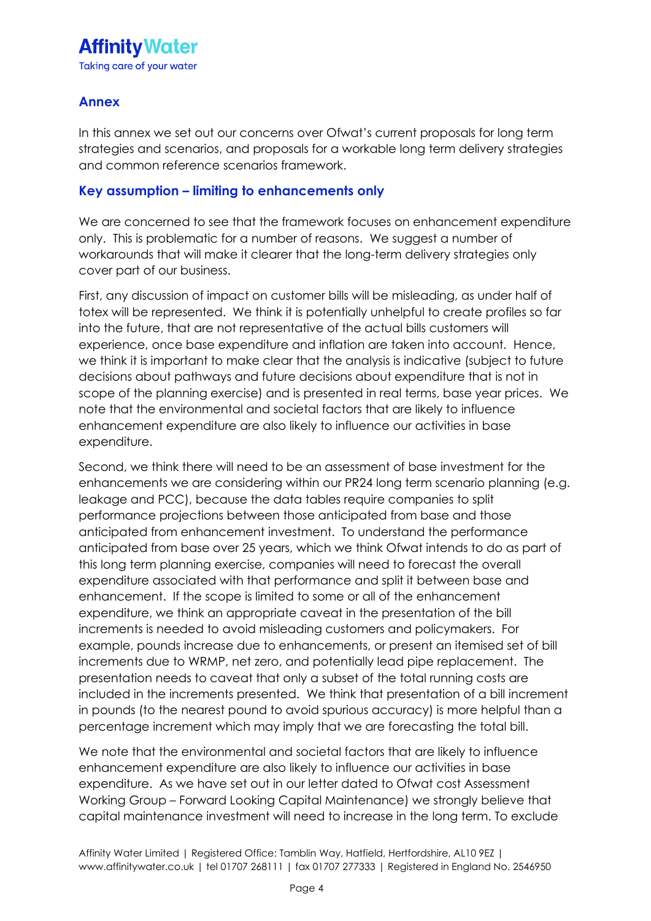## Annex

In this annex we set out our concerns over Ofwat's current proposals for long term strategies and scenarios, and proposals for a workable long term delivery strategies and common reference scenarios framework.

### Key assumption – limiting to enhancements only

We are concerned to see that the framework focuses on enhancement expenditure only. This is problematic for a number of reasons. We suggest a number of workarounds that will make it clearer that the long-term delivery strategies only cover part of our business.

First, any discussion of impact on customer bills will be misleading, as under half of totex will be represented. We think it is potentially unhelpful to create profiles so far into the future, that are not representative of the actual bills customers will experience, once base expenditure and inflation are taken into account. Hence, we think it is important to make clear that the analysis is indicative (subject to future decisions about pathways and future decisions about expenditure that is not in scope of the planning exercise) and is presented in real terms, base year prices. We note that the environmental and societal factors that are likely to influence enhancement expenditure are also likely to influence our activities in base expenditure.

Second, we think there will need to be an assessment of base investment for the enhancements we are considering within our PR24 long term scenario planning (e.g. leakage and PCC), because the data tables require companies to split performance projections between those anticipated from base and those anticipated from enhancement investment. To understand the performance anticipated from base over 25 years, which we think Ofwat intends to do as part of this long term planning exercise, companies will need to forecast the overall expenditure associated with that performance and split it between base and enhancement. If the scope is limited to some or all of the enhancement expenditure, we think an appropriate caveat in the presentation of the bill increments is needed to avoid misleading customers and policymakers. For example, pounds increase due to enhancements, or present an itemised set of bill increments due to WRMP, net zero, and potentially lead pipe replacement. The presentation needs to caveat that only a subset of the total running costs are included in the increments presented. We think that presentation of a bill increment in pounds (to the nearest pound to avoid spurious accuracy) is more helpful than a percentage increment which may imply that we are forecasting the total bill.

We note that the environmental and societal factors that are likely to influence enhancement expenditure are also likely to influence our activities in base expenditure. As we have set out in our letter dated to Ofwat cost Assessment Working Group – Forward Looking Capital Maintenance) we strongly believe that capital maintenance investment will need to increase in the long term. To exclude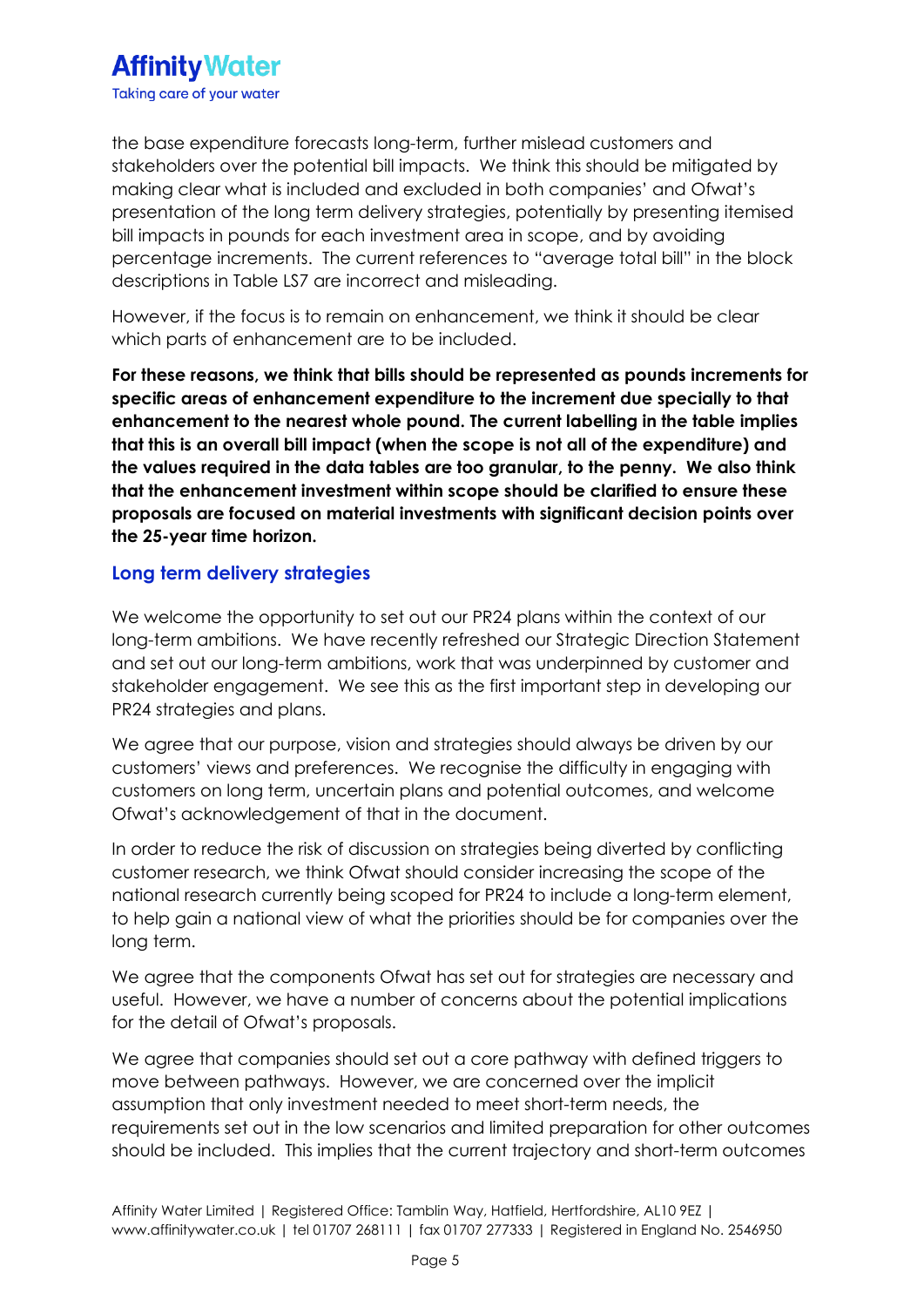the base expenditure forecasts long-term, further mislead customers and stakeholders over the potential bill impacts. We think this should be mitigated by making clear what is included and excluded in both companies' and Ofwat's presentation of the long term delivery strategies, potentially by presenting itemised bill impacts in pounds for each investment area in scope, and by avoiding percentage increments. The current references to "average total bill" in the block descriptions in Table LS7 are incorrect and misleading.

However, if the focus is to remain on enhancement, we think it should be clear which parts of enhancement are to be included.

**For these reasons, we think that bills should be represented as pounds increments for specific areas of enhancement expenditure to the increment due specially to that enhancement to the nearest whole pound. The current labelling in the table implies that this is an overall bill impact (when the scope is not all of the expenditure) and the values required in the data tables are too granular, to the penny. We also think that the enhancement investment within scope should be clarified to ensure these proposals are focused on material investments with significant decision points over the 25-year time horizon.**

## Long term delivery strategies

We welcome the opportunity to set out our PR24 plans within the context of our long-term ambitions. We have recently refreshed our Strategic Direction Statement and set out our long-term ambitions, work that was underpinned by customer and stakeholder engagement. We see this as the first important step in developing our PR24 strategies and plans.

We agree that our purpose, vision and strategies should always be driven by our customers' views and preferences. We recognise the difficulty in engaging with customers on long term, uncertain plans and potential outcomes, and welcome Ofwat's acknowledgement of that in the document.

In order to reduce the risk of discussion on strategies being diverted by conflicting customer research, we think Ofwat should consider increasing the scope of the national research currently being scoped for PR24 to include a long-term element, to help gain a national view of what the priorities should be for companies over the long term.

We agree that the components Ofwat has set out for strategies are necessary and useful. However, we have a number of concerns about the potential implications for the detail of Ofwat's proposals.

We agree that companies should set out a core pathway with defined triggers to move between pathways. However, we are concerned over the implicit assumption that only investment needed to meet short-term needs, the requirements set out in the low scenarios and limited preparation for other outcomes should be included. This implies that the current trajectory and short-term outcomes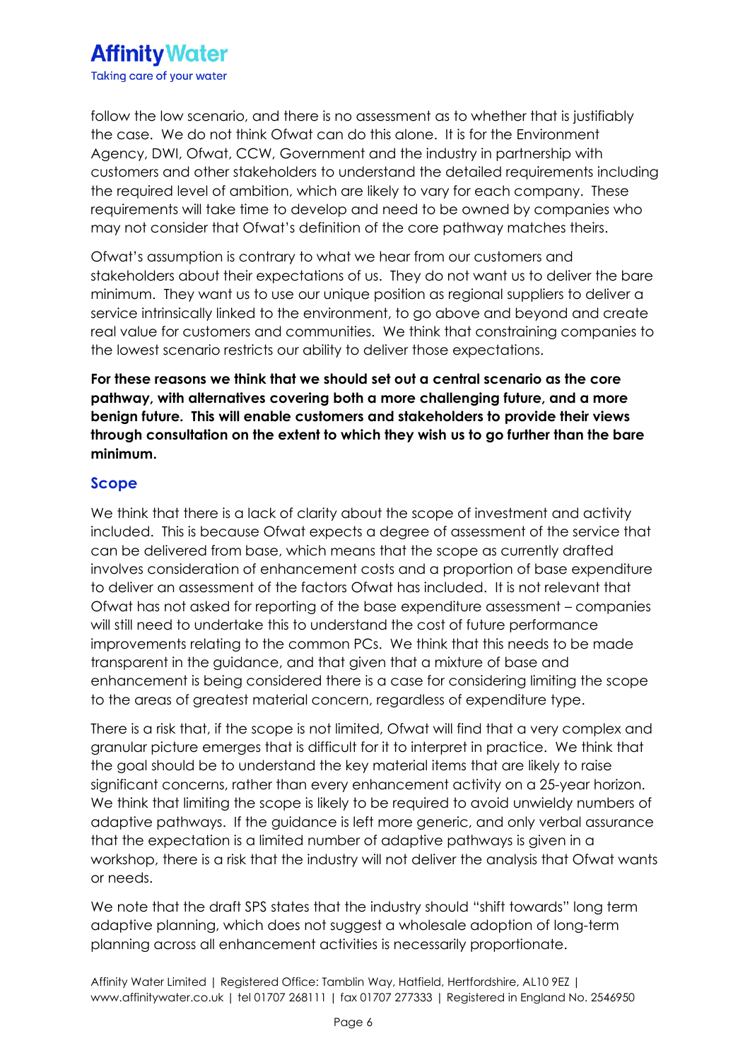follow the low scenario, and there is no assessment as to whether that is justifiably the case. We do not think Ofwat can do this alone. It is for the Environment Agency, DWI, Ofwat, CCW, Government and the industry in partnership with customers and other stakeholders to understand the detailed requirements including the required level of ambition, which are likely to vary for each company. These requirements will take time to develop and need to be owned by companies who may not consider that Ofwat's definition of the core pathway matches theirs.

Ofwat's assumption is contrary to what we hear from our customers and stakeholders about their expectations of us. They do not want us to deliver the bare minimum. They want us to use our unique position as regional suppliers to deliver a service intrinsically linked to the environment, to go above and beyond and create real value for customers and communities. We think that constraining companies to the lowest scenario restricts our ability to deliver those expectations.

**For these reasons we think that we should set out a central scenario as the core pathway, with alternatives covering both a more challenging future, and a more benign future. This will enable customers and stakeholders to provide their views through consultation on the extent to which they wish us to go further than the bare minimum.**

## Scope

We think that there is a lack of clarity about the scope of investment and activity included. This is because Ofwat expects a degree of assessment of the service that can be delivered from base, which means that the scope as currently drafted involves consideration of enhancement costs and a proportion of base expenditure to deliver an assessment of the factors Ofwat has included. It is not relevant that Ofwat has not asked for reporting of the base expenditure assessment – companies will still need to undertake this to understand the cost of future performance improvements relating to the common PCs. We think that this needs to be made transparent in the guidance, and that given that a mixture of base and enhancement is being considered there is a case for considering limiting the scope to the areas of greatest material concern, regardless of expenditure type.

There is a risk that, if the scope is not limited, Ofwat will find that a very complex and granular picture emerges that is difficult for it to interpret in practice. We think that the goal should be to understand the key material items that are likely to raise significant concerns, rather than every enhancement activity on a 25-year horizon. We think that limiting the scope is likely to be required to avoid unwieldy numbers of adaptive pathways. If the guidance is left more generic, and only verbal assurance that the expectation is a limited number of adaptive pathways is given in a workshop, there is a risk that the industry will not deliver the analysis that Ofwat wants or needs.

We note that the draft SPS states that the industry should "shift towards" long term adaptive planning, which does not suggest a wholesale adoption of long-term planning across all enhancement activities is necessarily proportionate.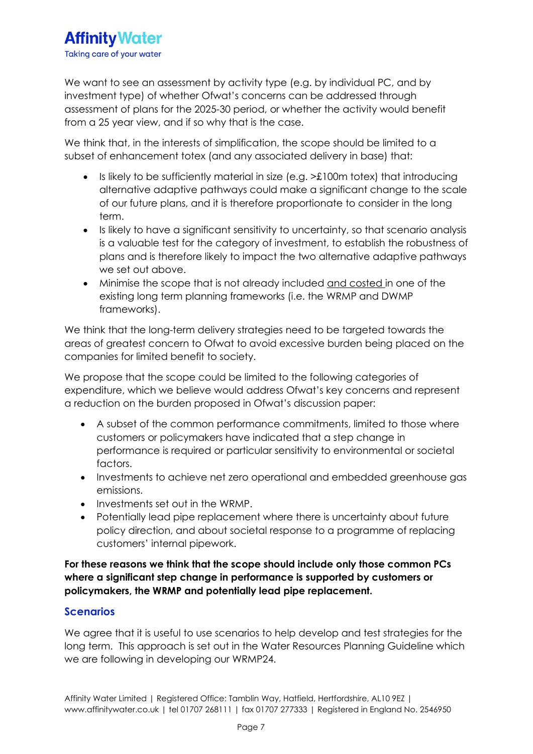We want to see an assessment by activity type (e.g. by individual PC, and by investment type) of whether Ofwat's concerns can be addressed through assessment of plans for the 2025-30 period, or whether the activity would benefit from a 25 year view, and if so why that is the case.

We think that, in the interests of simplification, the scope should be limited to a subset of enhancement totex (and any associated delivery in base) that:

- Is likely to be sufficiently material in size (e.g. >£100m totex) that introducing alternative adaptive pathways could make a significant change to the scale of our future plans, and it is therefore proportionate to consider in the long term.
- Is likely to have a significant sensitivity to uncertainty, so that scenario analysis is a valuable test for the category of investment, to establish the robustness of plans and is therefore likely to impact the two alternative adaptive pathways we set out above.
- Minimise the scope that is not already included <u>and costed</u> in one of the existing long term planning frameworks (i.e. the WRMP and DWMP frameworks).

We think that the long-term delivery strategies need to be targeted towards the areas of greatest concern to Ofwat to avoid excessive burden being placed on the companies for limited benefit to society.

We propose that the scope could be limited to the following categories of expenditure, which we believe would address Ofwat's key concerns and represent a reduction on the burden proposed in Ofwat's discussion paper:

- A subset of the common performance commitments, limited to those where customers or policymakers have indicated that a step change in performance is required or particular sensitivity to environmental or societal factors.
- Investments to achieve net zero operational and embedded greenhouse gas emissions.
- Investments set out in the WRMP.
- Potentially lead pipe replacement where there is uncertainty about future policy direction, and about societal response to a programme of replacing customers' internal pipework.

**For these reasons we think that the scope should include only those common PCs where a significant step change in performance is supported by customers or policymakers, the WRMP and potentially lead pipe replacement.**

## Scenarios

We agree that it is useful to use scenarios to help develop and test strategies for the long term. This approach is set out in the Water Resources Planning Guideline which we are following in developing our WRMP24.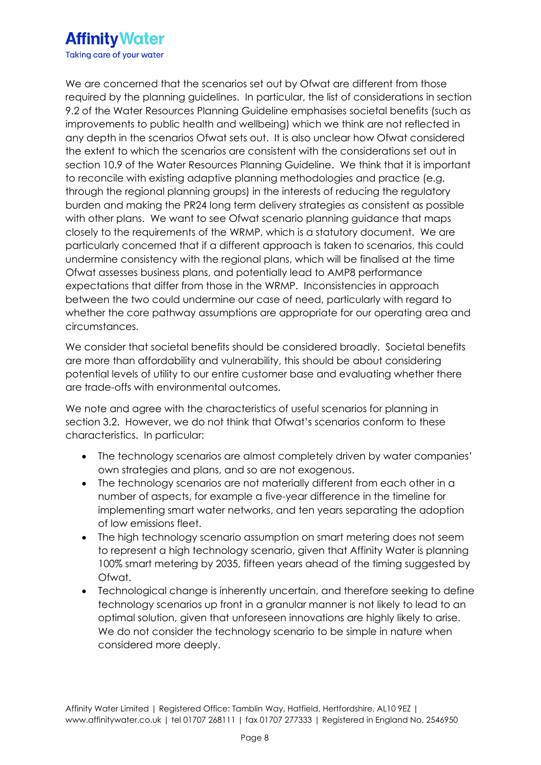We are concerned that the scenarios set out by Ofwat are different from those required by the planning guidelines. In particular, the list of considerations in section 9.2 of the Water Resources Planning Guideline emphasises societal benefits (such as improvements to public health and wellbeing) which we think are not reflected in any depth in the scenarios Ofwat sets out. It is also unclear how Ofwat considered the extent to which the scenarios are consistent with the considerations set out in section 10.9 of the Water Resources Planning Guideline. We think that it is important to reconcile with existing adaptive planning methodologies and practice (e.g. through the regional planning groups) in the interests of reducing the regulatory burden and making the PR24 long term delivery strategies as consistent as possible with other plans. We want to see Ofwat scenario planning guidance that maps closely to the requirements of the WRMP, which is a statutory document. We are particularly concerned that if a different approach is taken to scenarios, this could undermine consistency with the regional plans, which will be finalised at the time Ofwat assesses business plans, and potentially lead to AMP8 performance expectations that differ from those in the WRMP. Inconsistencies in approach between the two could undermine our case of need, particularly with regard to whether the core pathway assumptions are appropriate for our operating area and circumstances.

We consider that societal benefits should be considered broadly. Societal benefits are more than affordability and vulnerability, this should be about considering potential levels of utility to our entire customer base and evaluating whether there are trade-offs with environmental outcomes.

We note and agree with the characteristics of useful scenarios for planning in section 3.2. However, we do not think that Ofwat's scenarios conform to these characteristics. In particular:

- The technology scenarios are almost completely driven by water companies' own strategies and plans, and so are not exogenous.
- The technology scenarios are not materially different from each other in a number of aspects, for example a five-year difference in the timeline for implementing smart water networks, and ten years separating the adoption of low emissions fleet.
- The high technology scenario assumption on smart metering does not seem to represent a high technology scenario, given that Affinity Water is planning 100% smart metering by 2035, fifteen years ahead of the timing suggested by Ofwat.
- Technological change is inherently uncertain, and therefore seeking to define technology scenarios up front in a granular manner is not likely to lead to an optimal solution, given that unforeseen innovations are highly likely to arise. We do not consider the technology scenario to be simple in nature when considered more deeply.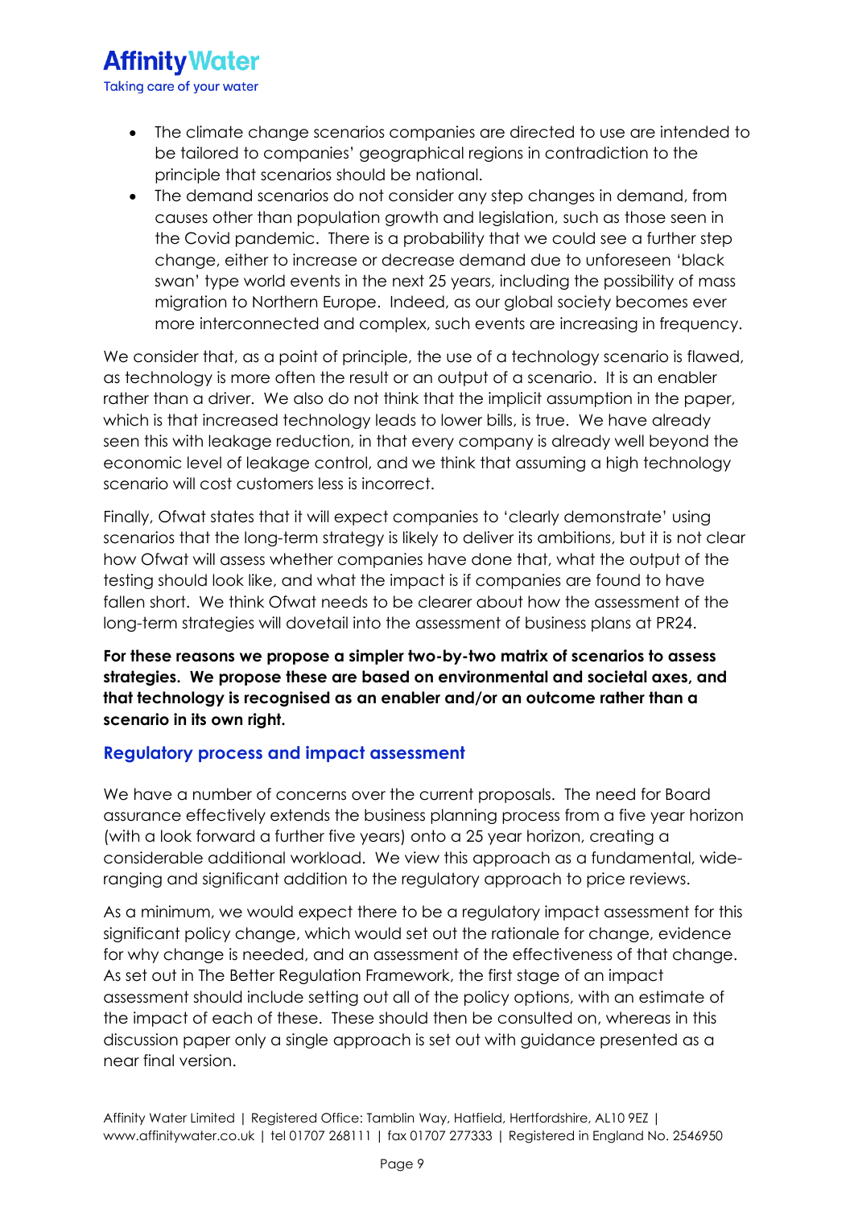- The climate change scenarios companies are directed to use are intended to be tailored to companies' geographical regions in contradiction to the principle that scenarios should be national.
- The demand scenarios do not consider any step changes in demand, from causes other than population growth and legislation, such as those seen in the Covid pandemic. There is a probability that we could see a further step change, either to increase or decrease demand due to unforeseen 'black swan' type world events in the next 25 years, including the possibility of mass migration to Northern Europe. Indeed, as our global society becomes ever more interconnected and complex, such events are increasing in frequency.

We consider that, as a point of principle, the use of a technology scenario is flawed, as technology is more often the result or an output of a scenario. It is an enabler rather than a driver. We also do not think that the implicit assumption in the paper, which is that increased technology leads to lower bills, is true. We have already seen this with leakage reduction, in that every company is already well beyond the economic level of leakage control, and we think that assuming a high technology scenario will cost customers less is incorrect.

Finally, Ofwat states that it will expect companies to 'clearly demonstrate' using scenarios that the long-term strategy is likely to deliver its ambitions, but it is not clear how Ofwat will assess whether companies have done that, what the output of the testing should look like, and what the impact is if companies are found to have fallen short. We think Ofwat needs to be clearer about how the assessment of the long-term strategies will dovetail into the assessment of business plans at PR24.

**For these reasons we propose a simpler two-by-two matrix of scenarios to assess strategies. We propose these are based on environmental and societal axes, and that technology is recognised as an enabler and/or an outcome rather than a scenario in its own right.**

## Regulatory process and impact assessment

We have a number of concerns over the current proposals. The need for Board assurance effectively extends the business planning process from a five year horizon (with a look forward a further five years) onto a 25 year horizon, creating a considerable additional workload. We view this approach as a fundamental, wide-ranging and significant addition to the regulatory approach to price reviews.

As a minimum, we would expect there to be a regulatory impact assessment for this significant policy change, which would set out the rationale for change, evidence for why change is needed, and an assessment of the effectiveness of that change. As set out in The Better Regulation Framework, the first stage of an impact assessment should include setting out all of the policy options, with an estimate of the impact of each of these. These should then be consulted on, whereas in this discussion paper only a single approach is set out with guidance presented as a near final version.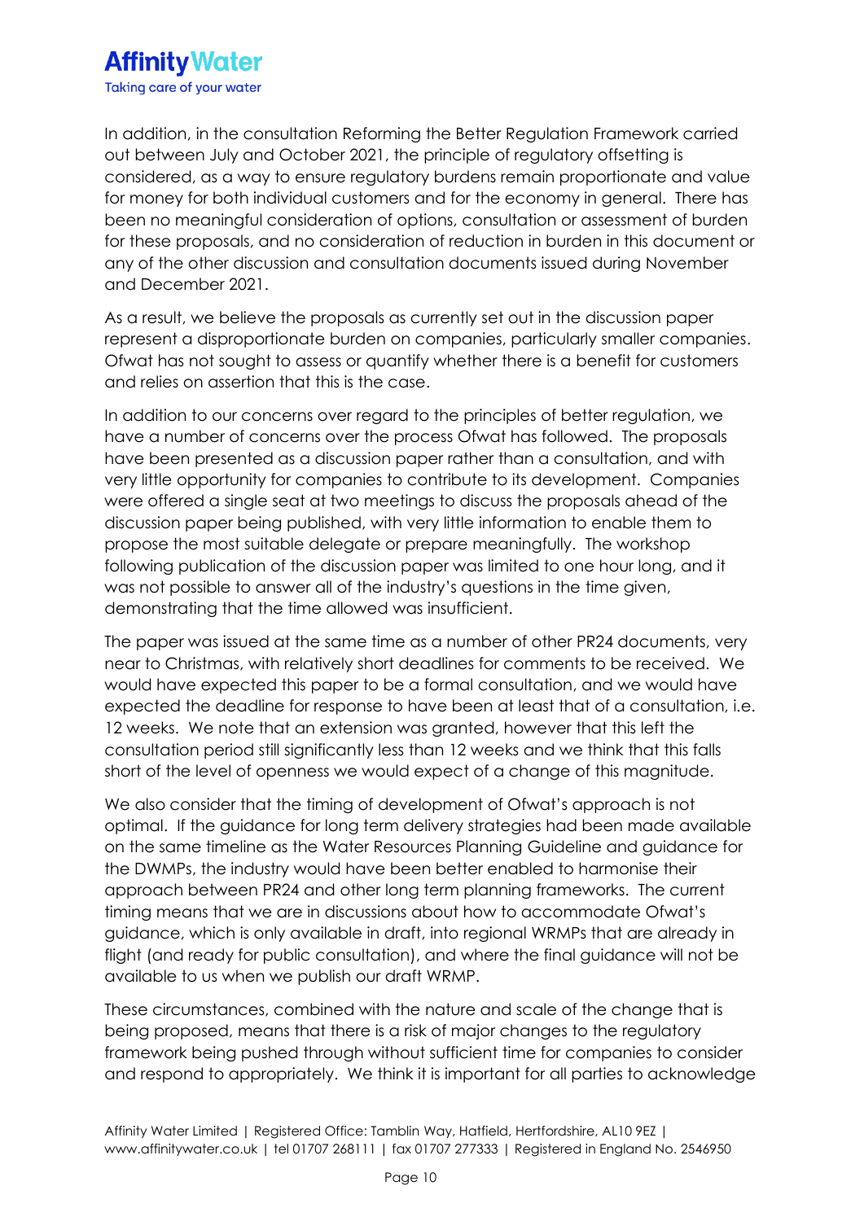In addition, in the consultation Reforming the Better Regulation Framework carried out between July and October 2021, the principle of regulatory offsetting is considered, as a way to ensure regulatory burdens remain proportionate and value for money for both individual customers and for the economy in general. There has been no meaningful consideration of options, consultation or assessment of burden for these proposals, and no consideration of reduction in burden in this document or any of the other discussion and consultation documents issued during November and December 2021.

As a result, we believe the proposals as currently set out in the discussion paper represent a disproportionate burden on companies, particularly smaller companies. Ofwat has not sought to assess or quantify whether there is a benefit for customers and relies on assertion that this is the case.

In addition to our concerns over regard to the principles of better regulation, we have a number of concerns over the process Ofwat has followed. The proposals have been presented as a discussion paper rather than a consultation, and with very little opportunity for companies to contribute to its development. Companies were offered a single seat at two meetings to discuss the proposals ahead of the discussion paper being published, with very little information to enable them to propose the most suitable delegate or prepare meaningfully. The workshop following publication of the discussion paper was limited to one hour long, and it was not possible to answer all of the industry's questions in the time given, demonstrating that the time allowed was insufficient.

The paper was issued at the same time as a number of other PR24 documents, very near to Christmas, with relatively short deadlines for comments to be received. We would have expected this paper to be a formal consultation, and we would have expected the deadline for response to have been at least that of a consultation, i.e. 12 weeks. We note that an extension was granted, however that this left the consultation period still significantly less than 12 weeks and we think that this falls short of the level of openness we would expect of a change of this magnitude.

We also consider that the timing of development of Ofwat's approach is not optimal. If the guidance for long term delivery strategies had been made available on the same timeline as the Water Resources Planning Guideline and guidance for the DWMPs, the industry would have been better enabled to harmonise their approach between PR24 and other long term planning frameworks. The current timing means that we are in discussions about how to accommodate Ofwat's guidance, which is only available in draft, into regional WRMPs that are already in flight (and ready for public consultation), and where the final guidance will not be available to us when we publish our draft WRMP.

These circumstances, combined with the nature and scale of the change that is being proposed, means that there is a risk of major changes to the regulatory framework being pushed through without sufficient time for companies to consider and respond to appropriately. We think it is important for all parties to acknowledge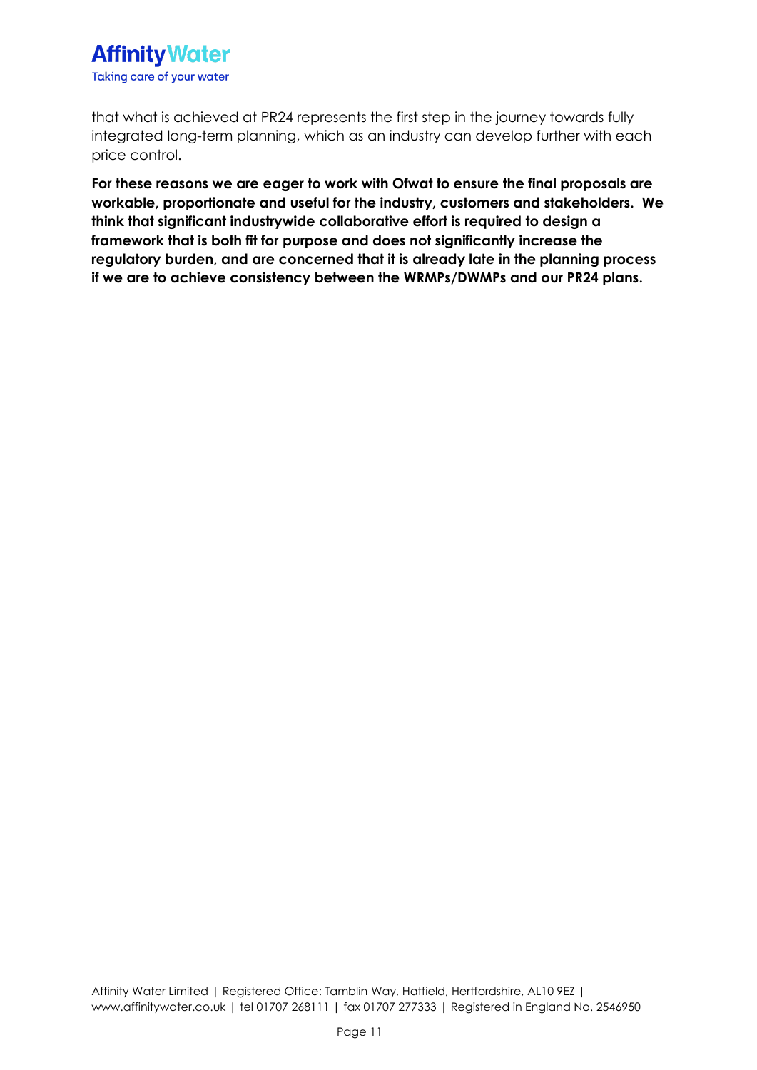that what is achieved at PR24 represents the first step in the journey towards fully integrated long-term planning, which as an industry can develop further with each price control.

**For these reasons we are eager to work with Ofwat to ensure the final proposals are workable, proportionate and useful for the industry, customers and stakeholders. We think that significant industrywide collaborative effort is required to design a framework that is both fit for purpose and does not significantly increase the regulatory burden, and are concerned that it is already late in the planning process if we are to achieve consistency between the WRMPs/DWMPs and our PR24 plans.**